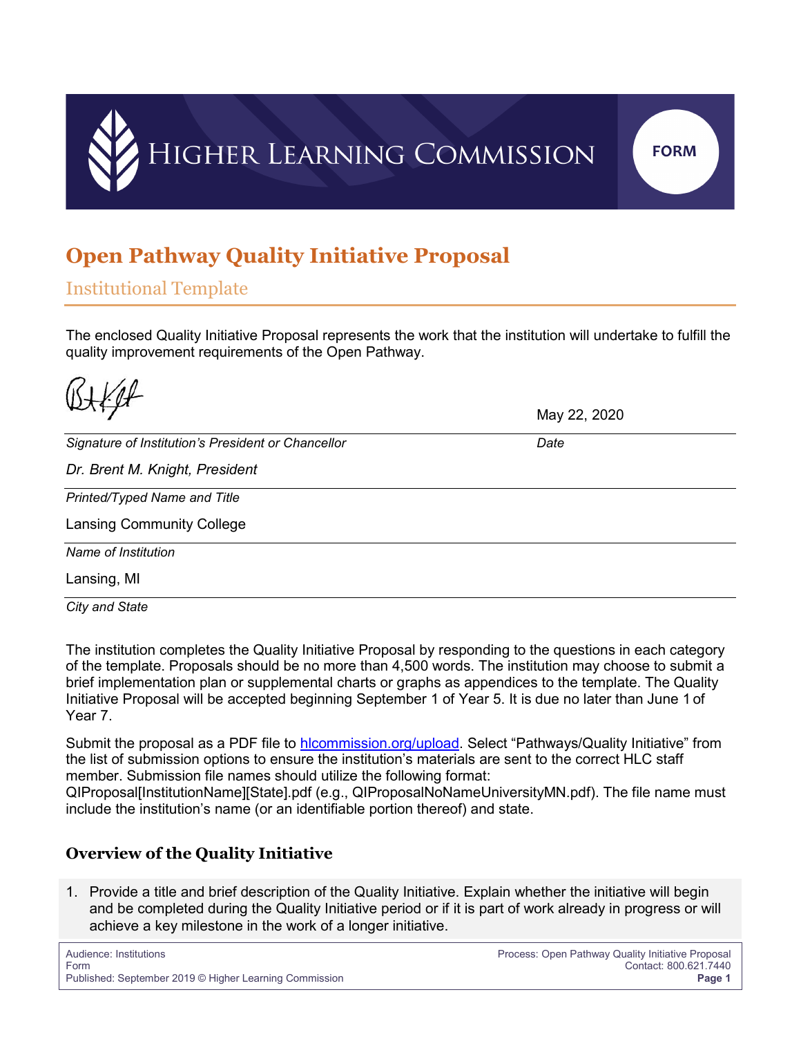HIGHER LEARNING COMMISSION

FORM

# Open Pathway Quality Initiative Proposal

## Institutional Template

The enclosed Quality Initiative Proposal represents the work that the institution will undertake to fulfill the quality improvement requirements of the Open Pathway.

May 22, 2020

*Signature of Institution's President or Chancellor* | *Date*

*Dr. Brent M. Knight, President*

*Printed/Typed Name and Title*

Lansing Community College

*Name of Institution*

Lansing, MI

*City and State*

The institution completes the Quality Initiative Proposal by responding to the questions in each category of the template. Proposals should be no more than 4,500 words. The institution may choose to submit a brief implementation plan or supplemental charts or graphs as appendices to the template. The Quality Initiative Proposal will be accepted beginning September 1 of Year 5. It is due no later than June 1 of Year 7.

Submit the proposal as a PDF file to hlcommission.org/upload. Select "Pathways/Quality Initiative" from the list of submission options to ensure the institution's materials are sent to the correct HLC staff member. Submission file names should utilize the following format: QIProposal[InstitutionName][State].pdf (e.g., QIProposalNoNameUniversityMN.pdf). The file name must include the institution's name (or an identifiable portion thereof) and state.

### Overview of the Quality Initiative

1. Provide a title and brief description of the Quality Initiative. Explain whether the initiative will begin and be completed during the Quality Initiative period or if it is part of work already in progress or will achieve a key milestone in the work of a longer initiative.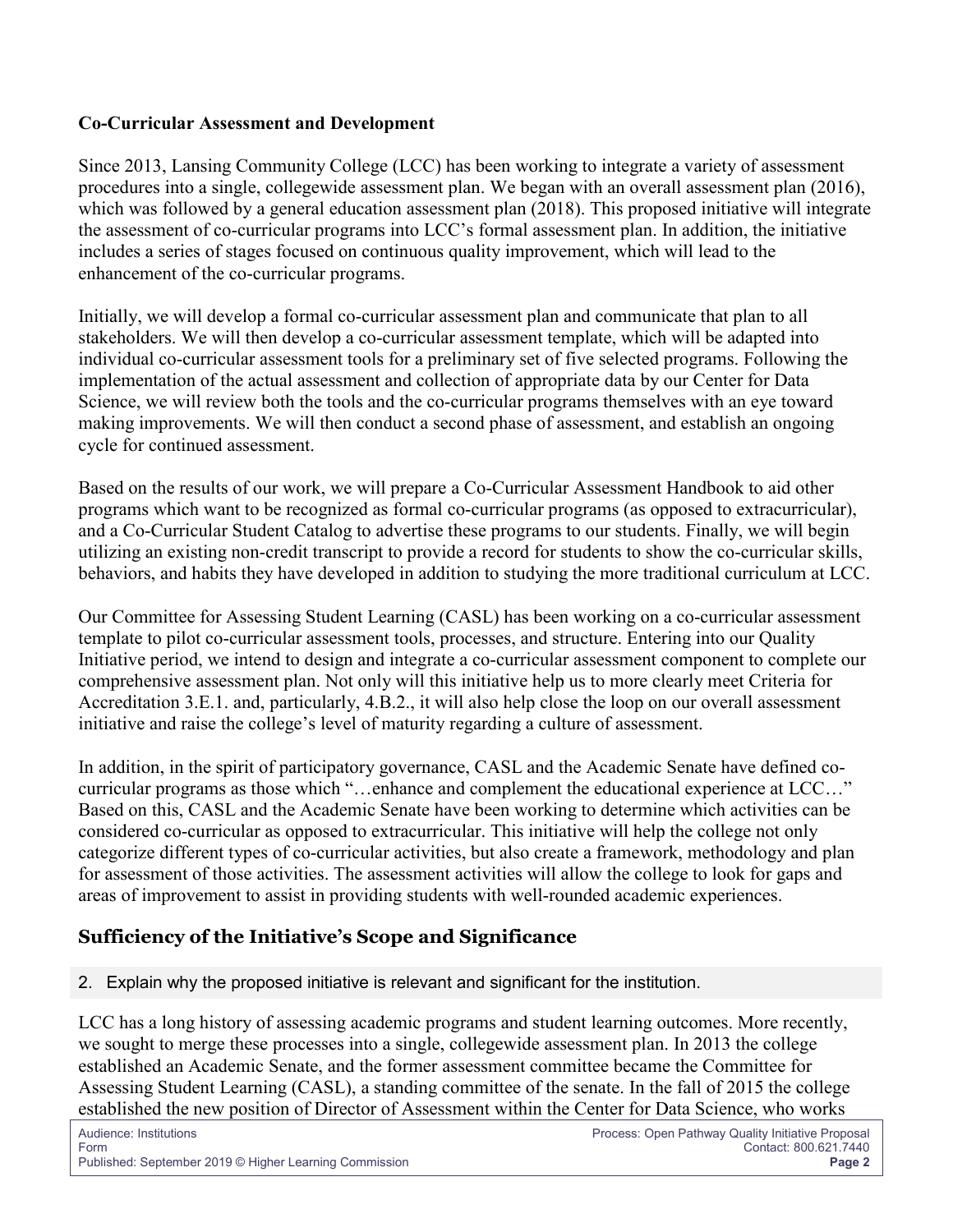**Co-Curricular Assessment and Development**

Since 2013, Lansing Community College (LCC) has been working to integrate a variety of assessment procedures into a single, collegewide assessment plan. We began with an overall assessment plan (2016), which was followed by a general education assessment plan (2018). This proposed initiative will integrate the assessment of co-curricular programs into LCC's formal assessment plan. In addition, the initiative includes a series of stages focused on continuous quality improvement, which will lead to the enhancement of the co-curricular programs.

Initially, we will develop a formal co-curricular assessment plan and communicate that plan to all stakeholders. We will then develop a co-curricular assessment template, which will be adapted into individual co-curricular assessment tools for a preliminary set of five selected programs. Following the implementation of the actual assessment and collection of appropriate data by our Center for Data Science, we will review both the tools and the co-curricular programs themselves with an eye toward making improvements. We will then conduct a second phase of assessment, and establish an ongoing cycle for continued assessment.

Based on the results of our work, we will prepare a Co-Curricular Assessment Handbook to aid other programs which want to be recognized as formal co-curricular programs (as opposed to extracurricular), and a Co-Curricular Student Catalog to advertise these programs to our students. Finally, we will begin utilizing an existing non-credit transcript to provide a record for students to show the co-curricular skills, behaviors, and habits they have developed in addition to studying the more traditional curriculum at LCC.

Our Committee for Assessing Student Learning (CASL) has been working on a co-curricular assessment template to pilot co-curricular assessment tools, processes, and structure. Entering into our Quality Initiative period, we intend to design and integrate a co-curricular assessment component to complete our comprehensive assessment plan. Not only will this initiative help us to more clearly meet Criteria for Accreditation 3.E.1. and, particularly, 4.B.2., it will also help close the loop on our overall assessment initiative and raise the college's level of maturity regarding a culture of assessment.

In addition, in the spirit of participatory governance, CASL and the Academic Senate have defined co-curricular programs as those which "…enhance and complement the educational experience at LCC…" Based on this, CASL and the Academic Senate have been working to determine which activities can be considered co-curricular as opposed to extracurricular. This initiative will help the college not only categorize different types of co-curricular activities, but also create a framework, methodology and plan for assessment of those activities. The assessment activities will allow the college to look for gaps and areas of improvement to assist in providing students with well-rounded academic experiences.

## Sufficiency of the Initiative's Scope and Significance

2. Explain why the proposed initiative is relevant and significant for the institution.

LCC has a long history of assessing academic programs and student learning outcomes. More recently, we sought to merge these processes into a single, collegewide assessment plan. In 2013 the college established an Academic Senate, and the former assessment committee became the Committee for Assessing Student Learning (CASL), a standing committee of the senate. In the fall of 2015 the college established the new position of Director of Assessment within the Center for Data Science, who works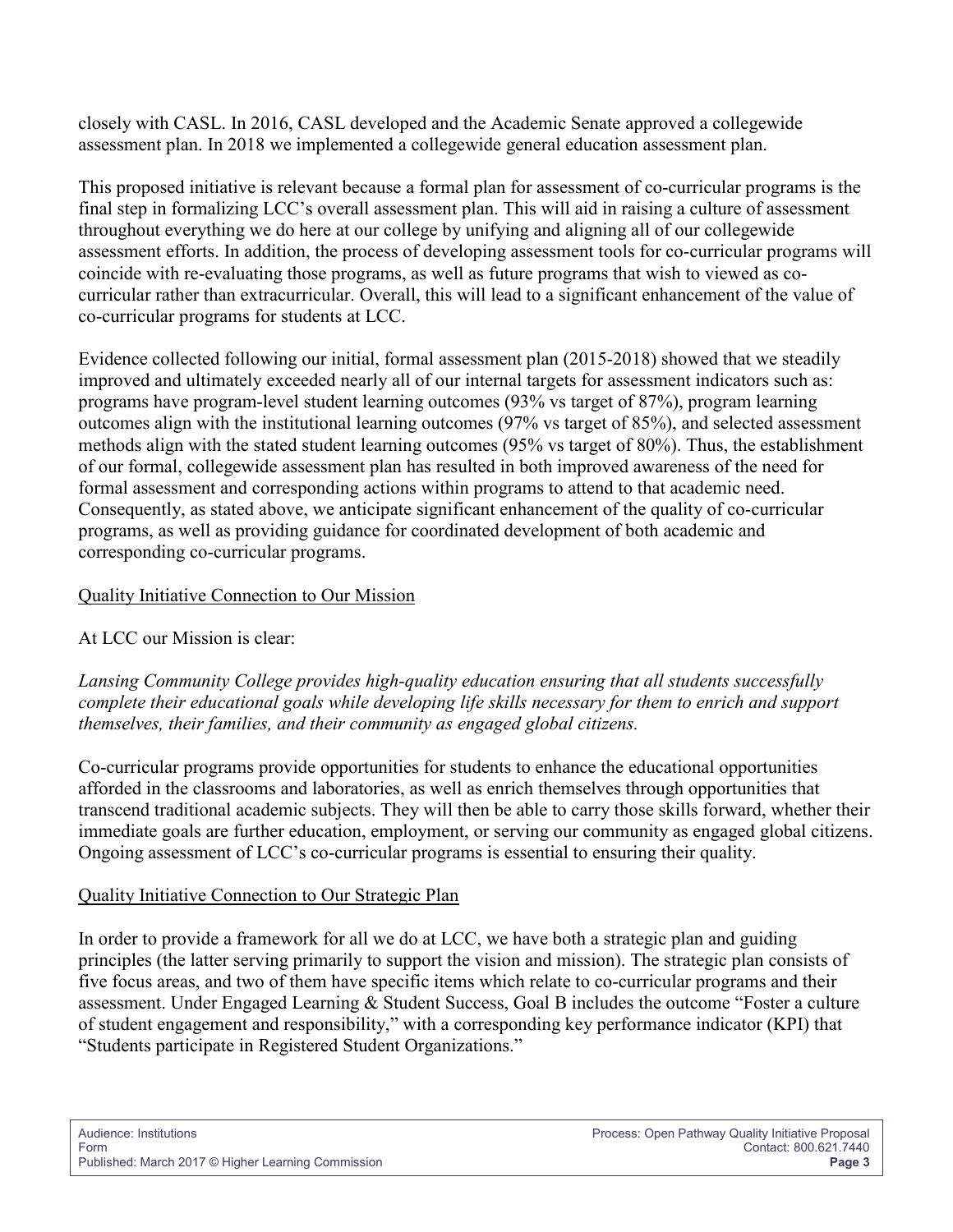closely with CASL. In 2016, CASL developed and the Academic Senate approved a collegewide assessment plan. In 2018 we implemented a collegewide general education assessment plan.

This proposed initiative is relevant because a formal plan for assessment of co-curricular programs is the final step in formalizing LCC's overall assessment plan. This will aid in raising a culture of assessment throughout everything we do here at our college by unifying and aligning all of our collegewide assessment efforts. In addition, the process of developing assessment tools for co-curricular programs will coincide with re-evaluating those programs, as well as future programs that wish to viewed as co-curricular rather than extracurricular. Overall, this will lead to a significant enhancement of the value of co-curricular programs for students at LCC.

Evidence collected following our initial, formal assessment plan (2015-2018) showed that we steadily improved and ultimately exceeded nearly all of our internal targets for assessment indicators such as: programs have program-level student learning outcomes (93% vs target of 87%), program learning outcomes align with the institutional learning outcomes (97% vs target of 85%), and selected assessment methods align with the stated student learning outcomes (95% vs target of 80%). Thus, the establishment of our formal, collegewide assessment plan has resulted in both improved awareness of the need for formal assessment and corresponding actions within programs to attend to that academic need. Consequently, as stated above, we anticipate significant enhancement of the quality of co-curricular programs, as well as providing guidance for coordinated development of both academic and corresponding co-curricular programs.

Quality Initiative Connection to Our Mission

At LCC our Mission is clear:

*Lansing Community College provides high-quality education ensuring that all students successfully complete their educational goals while developing life skills necessary for them to enrich and support themselves, their families, and their community as engaged global citizens.*

Co-curricular programs provide opportunities for students to enhance the educational opportunities afforded in the classrooms and laboratories, as well as enrich themselves through opportunities that transcend traditional academic subjects. They will then be able to carry those skills forward, whether their immediate goals are further education, employment, or serving our community as engaged global citizens. Ongoing assessment of LCC's co-curricular programs is essential to ensuring their quality.

Quality Initiative Connection to Our Strategic Plan

In order to provide a framework for all we do at LCC, we have both a strategic plan and guiding principles (the latter serving primarily to support the vision and mission). The strategic plan consists of five focus areas, and two of them have specific items which relate to co-curricular programs and their assessment. Under Engaged Learning & Student Success, Goal B includes the outcome "Foster a culture of student engagement and responsibility," with a corresponding key performance indicator (KPI) that "Students participate in Registered Student Organizations."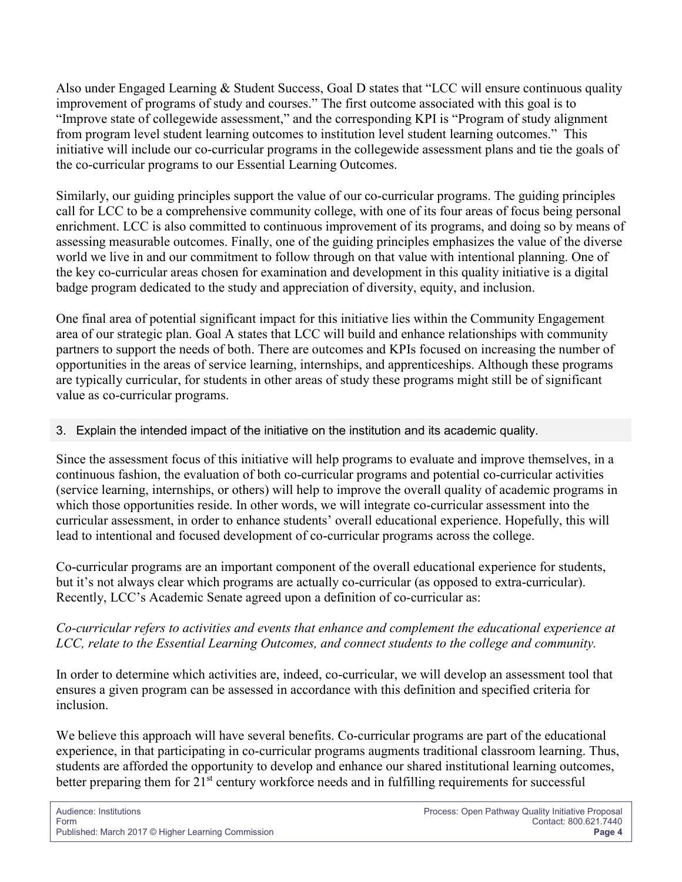Also under Engaged Learning & Student Success, Goal D states that "LCC will ensure continuous quality improvement of programs of study and courses." The first outcome associated with this goal is to "Improve state of collegewide assessment," and the corresponding KPI is "Program of study alignment from program level student learning outcomes to institution level student learning outcomes." This initiative will include our co-curricular programs in the collegewide assessment plans and tie the goals of the co-curricular programs to our Essential Learning Outcomes.

Similarly, our guiding principles support the value of our co-curricular programs. The guiding principles call for LCC to be a comprehensive community college, with one of its four areas of focus being personal enrichment. LCC is also committed to continuous improvement of its programs, and doing so by means of assessing measurable outcomes. Finally, one of the guiding principles emphasizes the value of the diverse world we live in and our commitment to follow through on that value with intentional planning. One of the key co-curricular areas chosen for examination and development in this quality initiative is a digital badge program dedicated to the study and appreciation of diversity, equity, and inclusion.

One final area of potential significant impact for this initiative lies within the Community Engagement area of our strategic plan. Goal A states that LCC will build and enhance relationships with community partners to support the needs of both. There are outcomes and KPIs focused on increasing the number of opportunities in the areas of service learning, internships, and apprenticeships. Although these programs are typically curricular, for students in other areas of study these programs might still be of significant value as co-curricular programs.

3. Explain the intended impact of the initiative on the institution and its academic quality.

Since the assessment focus of this initiative will help programs to evaluate and improve themselves, in a continuous fashion, the evaluation of both co-curricular programs and potential co-curricular activities (service learning, internships, or others) will help to improve the overall quality of academic programs in which those opportunities reside. In other words, we will integrate co-curricular assessment into the curricular assessment, in order to enhance students' overall educational experience. Hopefully, this will lead to intentional and focused development of co-curricular programs across the college.

Co-curricular programs are an important component of the overall educational experience for students, but it's not always clear which programs are actually co-curricular (as opposed to extra-curricular). Recently, LCC's Academic Senate agreed upon a definition of co-curricular as:

*Co-curricular refers to activities and events that enhance and complement the educational experience at LCC, relate to the Essential Learning Outcomes, and connect students to the college and community.*

In order to determine which activities are, indeed, co-curricular, we will develop an assessment tool that ensures a given program can be assessed in accordance with this definition and specified criteria for inclusion.

We believe this approach will have several benefits. Co-curricular programs are part of the educational experience, in that participating in co-curricular programs augments traditional classroom learning. Thus, students are afforded the opportunity to develop and enhance our shared institutional learning outcomes, better preparing them for 21st century workforce needs and in fulfilling requirements for successful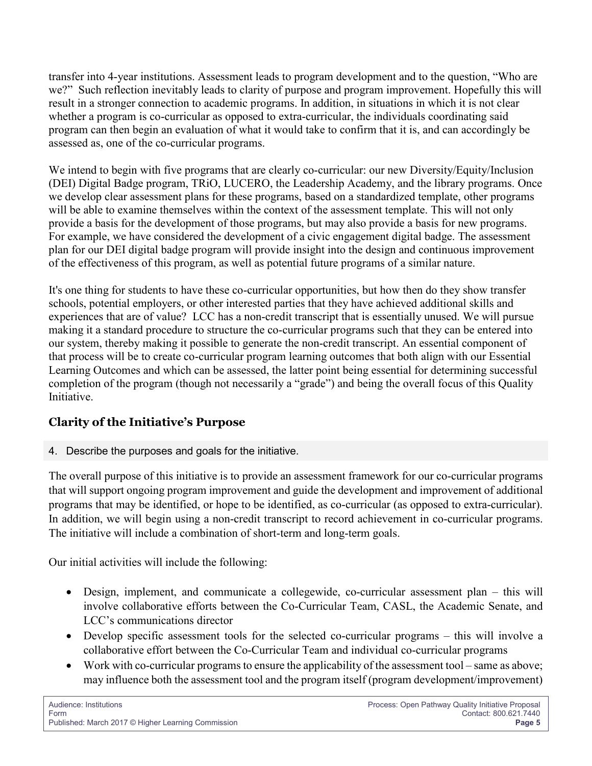transfer into 4-year institutions. Assessment leads to program development and to the question, "Who are we?" Such reflection inevitably leads to clarity of purpose and program improvement. Hopefully this will result in a stronger connection to academic programs. In addition, in situations in which it is not clear whether a program is co-curricular as opposed to extra-curricular, the individuals coordinating said program can then begin an evaluation of what it would take to confirm that it is, and can accordingly be assessed as, one of the co-curricular programs.

We intend to begin with five programs that are clearly co-curricular: our new Diversity/Equity/Inclusion (DEI) Digital Badge program, TRiO, LUCERO, the Leadership Academy, and the library programs. Once we develop clear assessment plans for these programs, based on a standardized template, other programs will be able to examine themselves within the context of the assessment template. This will not only provide a basis for the development of those programs, but may also provide a basis for new programs. For example, we have considered the development of a civic engagement digital badge. The assessment plan for our DEI digital badge program will provide insight into the design and continuous improvement of the effectiveness of this program, as well as potential future programs of a similar nature.

It's one thing for students to have these co-curricular opportunities, but how then do they show transfer schools, potential employers, or other interested parties that they have achieved additional skills and experiences that are of value? LCC has a non-credit transcript that is essentially unused. We will pursue making it a standard procedure to structure the co-curricular programs such that they can be entered into our system, thereby making it possible to generate the non-credit transcript. An essential component of that process will be to create co-curricular program learning outcomes that both align with our Essential Learning Outcomes and which can be assessed, the latter point being essential for determining successful completion of the program (though not necessarily a "grade") and being the overall focus of this Quality Initiative.

## Clarity of the Initiative's Purpose

4. Describe the purposes and goals for the initiative.

The overall purpose of this initiative is to provide an assessment framework for our co-curricular programs that will support ongoing program improvement and guide the development and improvement of additional programs that may be identified, or hope to be identified, as co-curricular (as opposed to extra-curricular). In addition, we will begin using a non-credit transcript to record achievement in co-curricular programs. The initiative will include a combination of short-term and long-term goals.

Our initial activities will include the following:

- Design, implement, and communicate a collegewide, co-curricular assessment plan – this will involve collaborative efforts between the Co-Curricular Team, CASL, the Academic Senate, and LCC's communications director
- Develop specific assessment tools for the selected co-curricular programs – this will involve a collaborative effort between the Co-Curricular Team and individual co-curricular programs
- Work with co-curricular programs to ensure the applicability of the assessment tool – same as above; may influence both the assessment tool and the program itself (program development/improvement)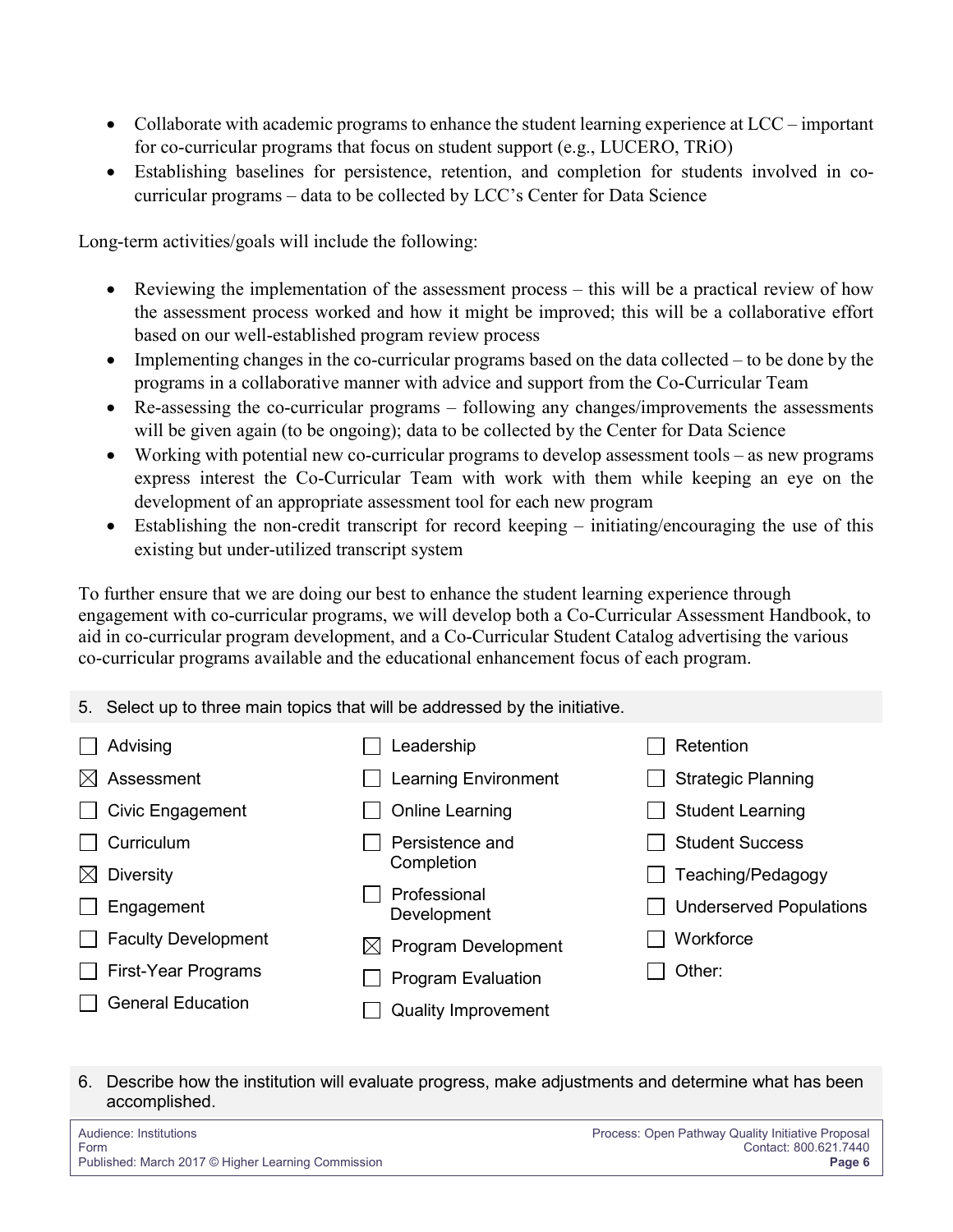- Collaborate with academic programs to enhance the student learning experience at LCC – important for co-curricular programs that focus on student support (e.g., LUCERO, TRiO)
- Establishing baselines for persistence, retention, and completion for students involved in co-curricular programs – data to be collected by LCC's Center for Data Science

Long-term activities/goals will include the following:

- Reviewing the implementation of the assessment process – this will be a practical review of how the assessment process worked and how it might be improved; this will be a collaborative effort based on our well-established program review process
- Implementing changes in the co-curricular programs based on the data collected – to be done by the programs in a collaborative manner with advice and support from the Co-Curricular Team
- Re-assessing the co-curricular programs – following any changes/improvements the assessments will be given again (to be ongoing); data to be collected by the Center for Data Science
- Working with potential new co-curricular programs to develop assessment tools – as new programs express interest the Co-Curricular Team with work with them while keeping an eye on the development of an appropriate assessment tool for each new program
- Establishing the non-credit transcript for record keeping – initiating/encouraging the use of this existing but under-utilized transcript system

To further ensure that we are doing our best to enhance the student learning experience through engagement with co-curricular programs, we will develop both a Co-Curricular Assessment Handbook, to aid in co-curricular program development, and a Co-Curricular Student Catalog advertising the various co-curricular programs available and the educational enhancement focus of each program.

5. Select up to three main topics that will be addressed by the initiative.

- [ ] Advising
- [x] Assessment
- [ ] Civic Engagement
- [ ] Curriculum
- [x] Diversity
- [ ] Engagement
- [ ] Faculty Development
- [ ] First-Year Programs
- [ ] General Education
- [ ] Leadership
- [ ] Learning Environment
- [ ] Online Learning
- [ ] Persistence and Completion
- [ ] Professional Development
- [x] Program Development
- [ ] Program Evaluation
- [ ] Quality Improvement
- [ ] Retention
- [ ] Strategic Planning
- [ ] Student Learning
- [ ] Student Success
- [ ] Teaching/Pedagogy
- [ ] Underserved Populations
- [ ] Workforce
- [ ] Other:

6. Describe how the institution will evaluate progress, make adjustments and determine what has been accomplished.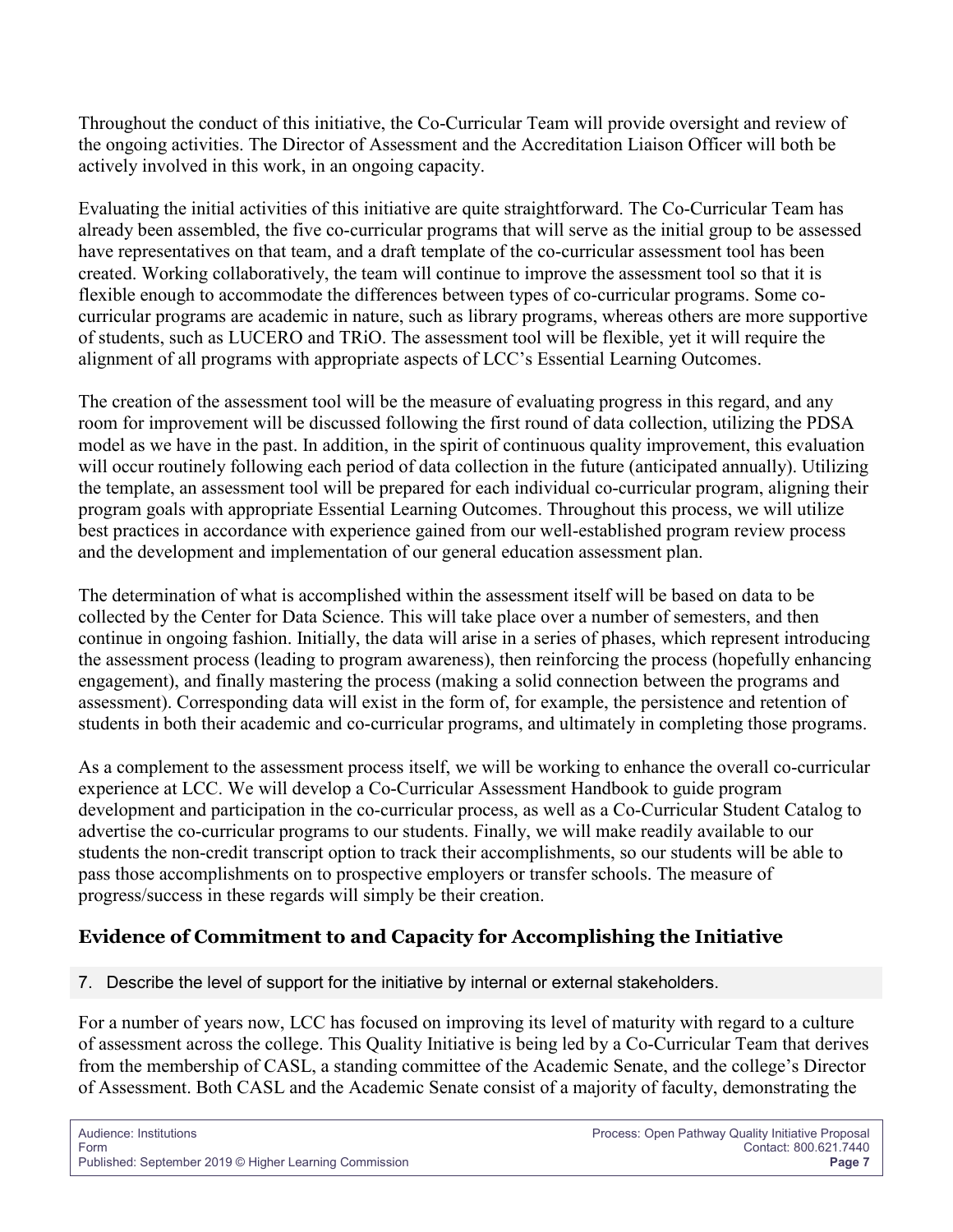Throughout the conduct of this initiative, the Co-Curricular Team will provide oversight and review of the ongoing activities. The Director of Assessment and the Accreditation Liaison Officer will both be actively involved in this work, in an ongoing capacity.

Evaluating the initial activities of this initiative are quite straightforward. The Co-Curricular Team has already been assembled, the five co-curricular programs that will serve as the initial group to be assessed have representatives on that team, and a draft template of the co-curricular assessment tool has been created. Working collaboratively, the team will continue to improve the assessment tool so that it is flexible enough to accommodate the differences between types of co-curricular programs. Some co-curricular programs are academic in nature, such as library programs, whereas others are more supportive of students, such as LUCERO and TRiO. The assessment tool will be flexible, yet it will require the alignment of all programs with appropriate aspects of LCC's Essential Learning Outcomes.

The creation of the assessment tool will be the measure of evaluating progress in this regard, and any room for improvement will be discussed following the first round of data collection, utilizing the PDSA model as we have in the past. In addition, in the spirit of continuous quality improvement, this evaluation will occur routinely following each period of data collection in the future (anticipated annually). Utilizing the template, an assessment tool will be prepared for each individual co-curricular program, aligning their program goals with appropriate Essential Learning Outcomes. Throughout this process, we will utilize best practices in accordance with experience gained from our well-established program review process and the development and implementation of our general education assessment plan.

The determination of what is accomplished within the assessment itself will be based on data to be collected by the Center for Data Science. This will take place over a number of semesters, and then continue in ongoing fashion. Initially, the data will arise in a series of phases, which represent introducing the assessment process (leading to program awareness), then reinforcing the process (hopefully enhancing engagement), and finally mastering the process (making a solid connection between the programs and assessment). Corresponding data will exist in the form of, for example, the persistence and retention of students in both their academic and co-curricular programs, and ultimately in completing those programs.

As a complement to the assessment process itself, we will be working to enhance the overall co-curricular experience at LCC. We will develop a Co-Curricular Assessment Handbook to guide program development and participation in the co-curricular process, as well as a Co-Curricular Student Catalog to advertise the co-curricular programs to our students. Finally, we will make readily available to our students the non-credit transcript option to track their accomplishments, so our students will be able to pass those accomplishments on to prospective employers or transfer schools. The measure of progress/success in these regards will simply be their creation.

## Evidence of Commitment to and Capacity for Accomplishing the Initiative

7. Describe the level of support for the initiative by internal or external stakeholders.

For a number of years now, LCC has focused on improving its level of maturity with regard to a culture of assessment across the college. This Quality Initiative is being led by a Co-Curricular Team that derives from the membership of CASL, a standing committee of the Academic Senate, and the college's Director of Assessment. Both CASL and the Academic Senate consist of a majority of faculty, demonstrating the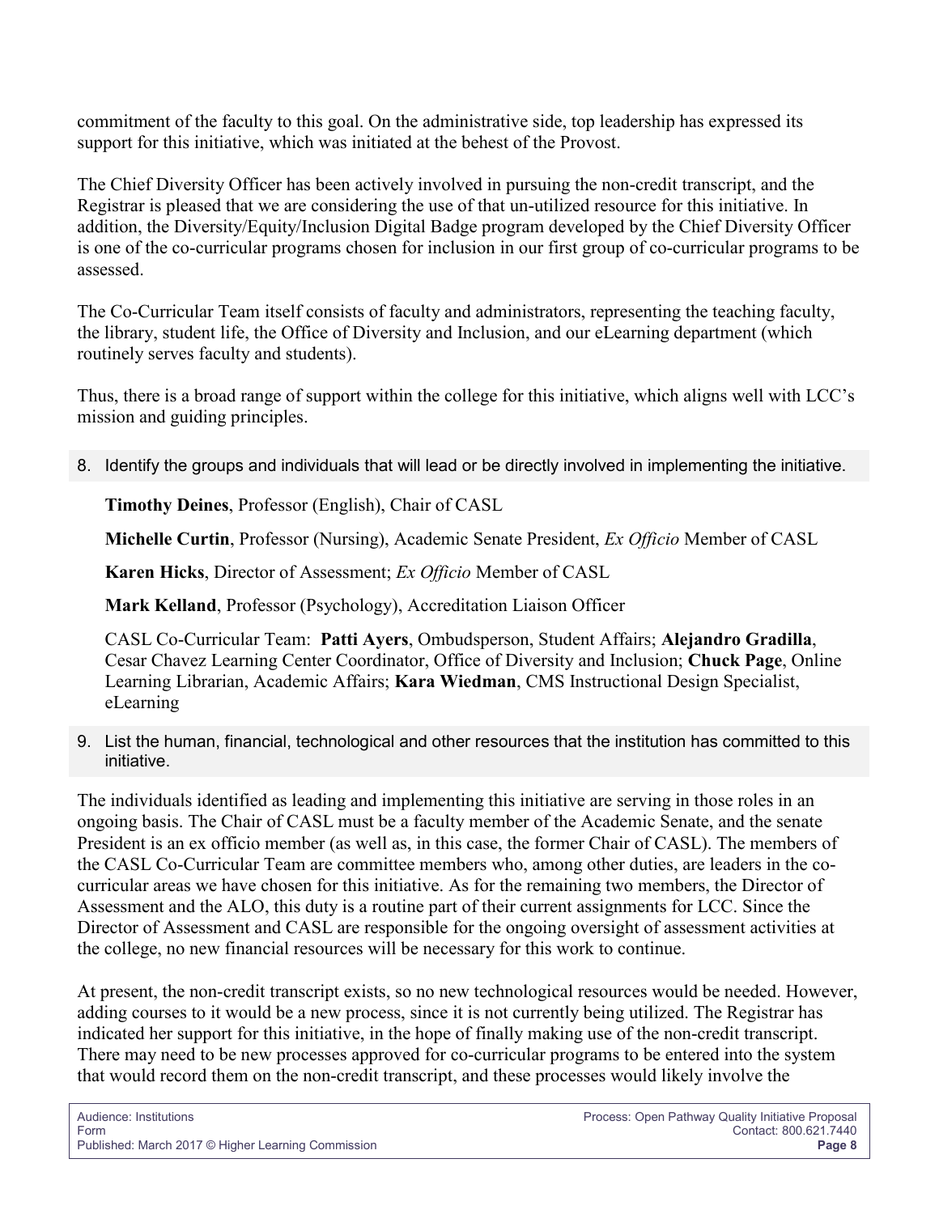commitment of the faculty to this goal. On the administrative side, top leadership has expressed its support for this initiative, which was initiated at the behest of the Provost.

The Chief Diversity Officer has been actively involved in pursuing the non-credit transcript, and the Registrar is pleased that we are considering the use of that un-utilized resource for this initiative. In addition, the Diversity/Equity/Inclusion Digital Badge program developed by the Chief Diversity Officer is one of the co-curricular programs chosen for inclusion in our first group of co-curricular programs to be assessed.

The Co-Curricular Team itself consists of faculty and administrators, representing the teaching faculty, the library, student life, the Office of Diversity and Inclusion, and our eLearning department (which routinely serves faculty and students).

Thus, there is a broad range of support within the college for this initiative, which aligns well with LCC's mission and guiding principles.

8. Identify the groups and individuals that will lead or be directly involved in implementing the initiative.

   **Timothy Deines**, Professor (English), Chair of CASL

   **Michelle Curtin**, Professor (Nursing), Academic Senate President, *Ex Officio* Member of CASL

   **Karen Hicks**, Director of Assessment; *Ex Officio* Member of CASL

   **Mark Kelland**, Professor (Psychology), Accreditation Liaison Officer

   CASL Co-Curricular Team: **Patti Ayers**, Ombudsperson, Student Affairs; **Alejandro Gradilla**, Cesar Chavez Learning Center Coordinator, Office of Diversity and Inclusion; **Chuck Page**, Online Learning Librarian, Academic Affairs; **Kara Wiedman**, CMS Instructional Design Specialist, eLearning

9. List the human, financial, technological and other resources that the institution has committed to this initiative.

The individuals identified as leading and implementing this initiative are serving in those roles in an ongoing basis. The Chair of CASL must be a faculty member of the Academic Senate, and the senate President is an ex officio member (as well as, in this case, the former Chair of CASL). The members of the CASL Co-Curricular Team are committee members who, among other duties, are leaders in the co-curricular areas we have chosen for this initiative. As for the remaining two members, the Director of Assessment and the ALO, this duty is a routine part of their current assignments for LCC. Since the Director of Assessment and CASL are responsible for the ongoing oversight of assessment activities at the college, no new financial resources will be necessary for this work to continue.

At present, the non-credit transcript exists, so no new technological resources would be needed. However, adding courses to it would be a new process, since it is not currently being utilized. The Registrar has indicated her support for this initiative, in the hope of finally making use of the non-credit transcript. There may need to be new processes approved for co-curricular programs to be entered into the system that would record them on the non-credit transcript, and these processes would likely involve the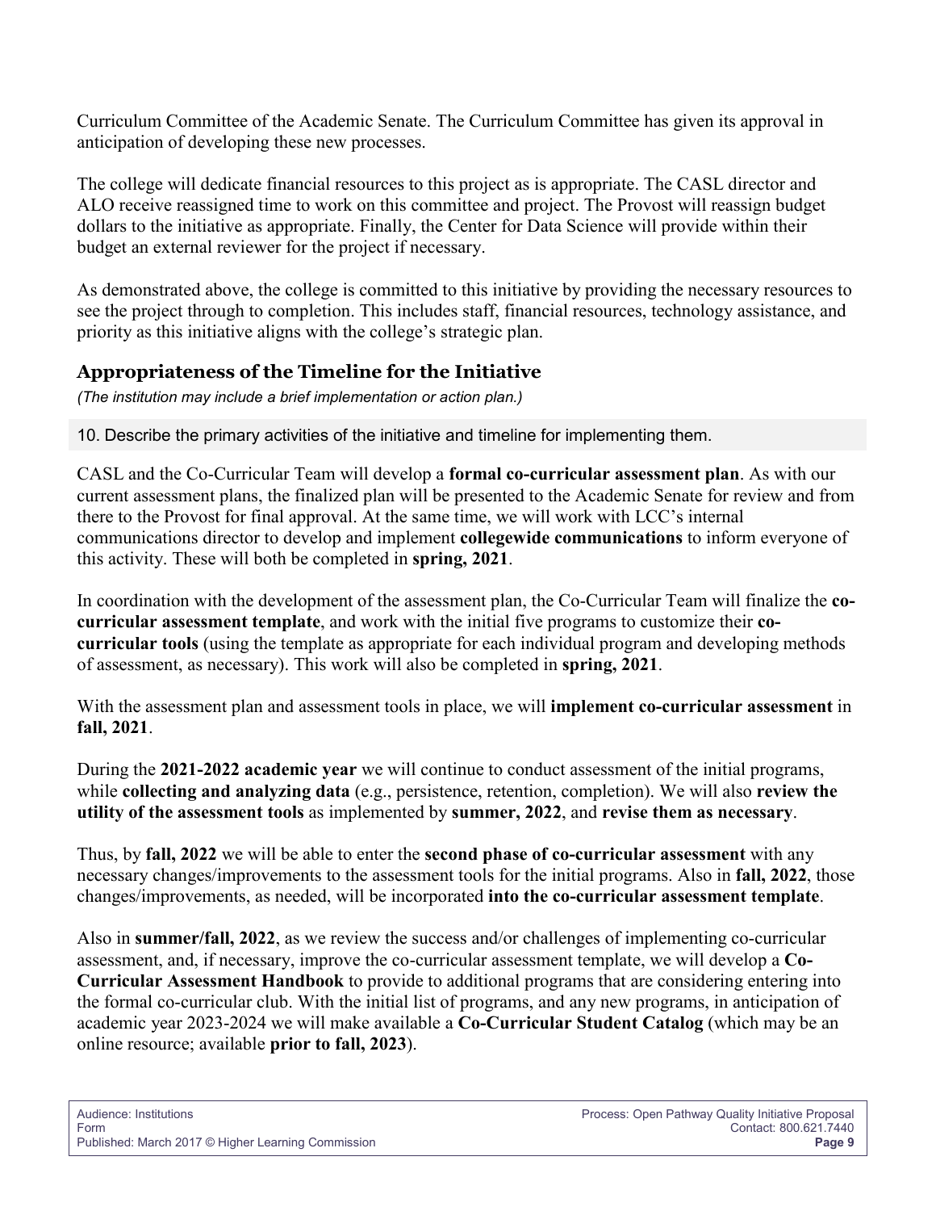Curriculum Committee of the Academic Senate. The Curriculum Committee has given its approval in anticipation of developing these new processes.

The college will dedicate financial resources to this project as is appropriate. The CASL director and ALO receive reassigned time to work on this committee and project. The Provost will reassign budget dollars to the initiative as appropriate. Finally, the Center for Data Science will provide within their budget an external reviewer for the project if necessary.

As demonstrated above, the college is committed to this initiative by providing the necessary resources to see the project through to completion. This includes staff, financial resources, technology assistance, and priority as this initiative aligns with the college's strategic plan.

## Appropriateness of the Timeline for the Initiative

*(The institution may include a brief implementation or action plan.)*

10. Describe the primary activities of the initiative and timeline for implementing them.

CASL and the Co-Curricular Team will develop a **formal co-curricular assessment plan**. As with our current assessment plans, the finalized plan will be presented to the Academic Senate for review and from there to the Provost for final approval. At the same time, we will work with LCC's internal communications director to develop and implement **collegewide communications** to inform everyone of this activity. These will both be completed in **spring, 2021**.

In coordination with the development of the assessment plan, the Co-Curricular Team will finalize the **co-curricular assessment template**, and work with the initial five programs to customize their **co-curricular tools** (using the template as appropriate for each individual program and developing methods of assessment, as necessary). This work will also be completed in **spring, 2021**.

With the assessment plan and assessment tools in place, we will **implement co-curricular assessment** in **fall, 2021**.

During the **2021-2022 academic year** we will continue to conduct assessment of the initial programs, while **collecting and analyzing data** (e.g., persistence, retention, completion). We will also **review the utility of the assessment tools** as implemented by **summer, 2022**, and **revise them as necessary**.

Thus, by **fall, 2022** we will be able to enter the **second phase of co-curricular assessment** with any necessary changes/improvements to the assessment tools for the initial programs. Also in **fall, 2022**, those changes/improvements, as needed, will be incorporated **into the co-curricular assessment template**.

Also in **summer/fall, 2022**, as we review the success and/or challenges of implementing co-curricular assessment, and, if necessary, improve the co-curricular assessment template, we will develop a **Co-Curricular Assessment Handbook** to provide to additional programs that are considering entering into the formal co-curricular club. With the initial list of programs, and any new programs, in anticipation of academic year 2023-2024 we will make available a **Co-Curricular Student Catalog** (which may be an online resource; available **prior to fall, 2023**).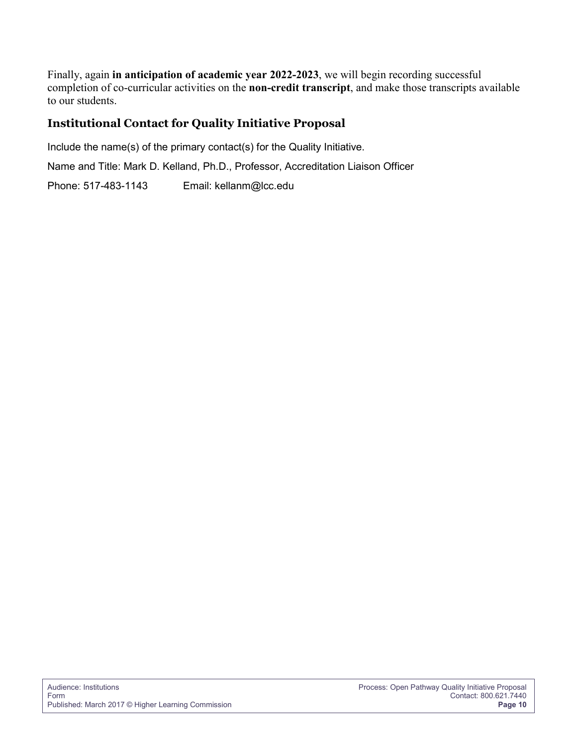Finally, again **in anticipation of academic year 2022-2023**, we will begin recording successful completion of co-curricular activities on the **non-credit transcript**, and make those transcripts available to our students.

## Institutional Contact for Quality Initiative Proposal

Include the name(s) of the primary contact(s) for the Quality Initiative.

Name and Title: Mark D. Kelland, Ph.D., Professor, Accreditation Liaison Officer

Phone: 517-483-1143    Email: kellanm@lcc.edu